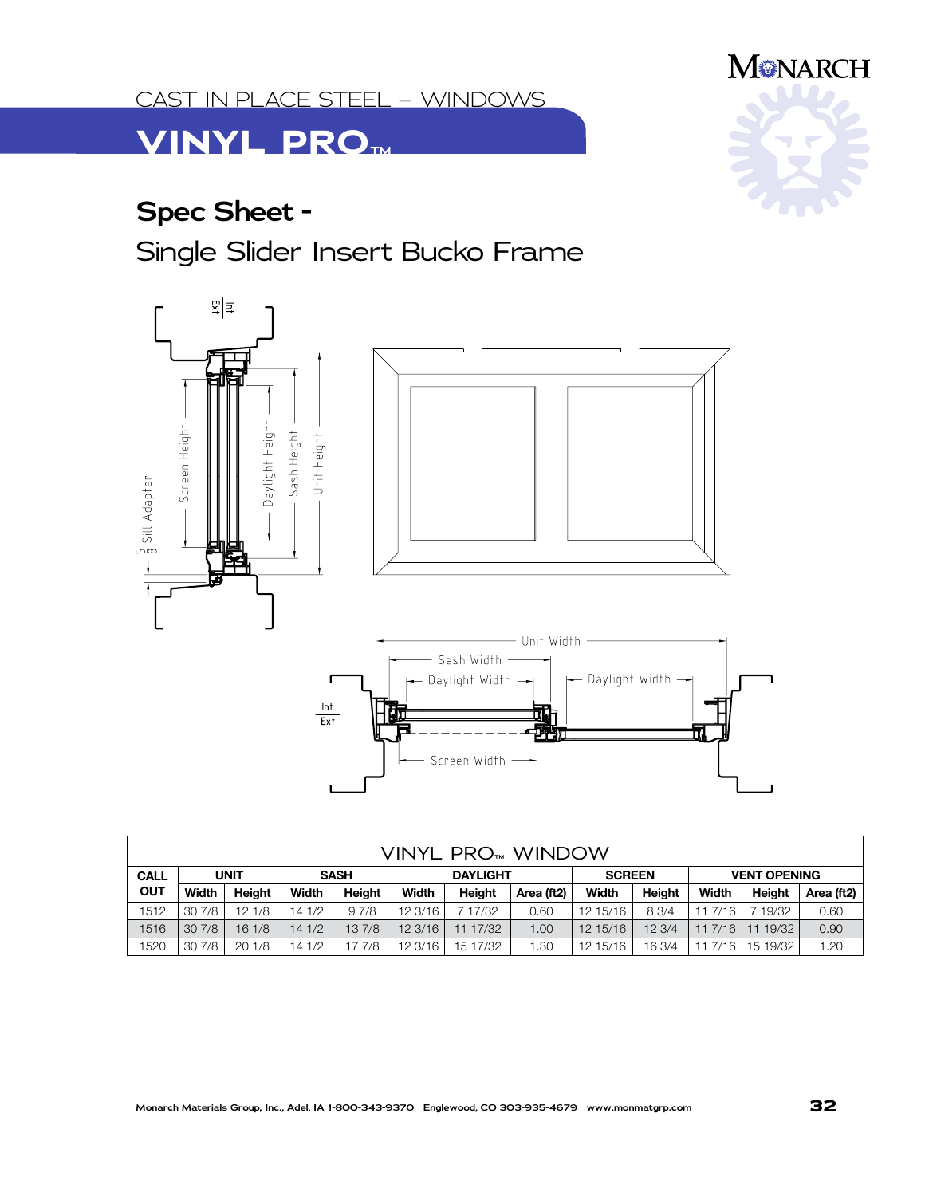CAST IN PLACE STEEL – WINDOWS

# VINYL PRO™

## Spec Sheet -

Single Slider Insert Bucko Frame

| VINYL PRO™ WINDOW | | | | | | | | | | | | |
|---|---|---|---|---|---|---|---|---|---|---|---|---|
| CALL OUT | UNIT | | SASH | | DAYLIGHT | | | SCREEN | | VENT OPENING | | |
| | Width | Height | Width | Height | Width | Height | Area (ft2) | Width | Height | Width | Height | Area (ft2) |
| 1512 | 30 7/8 | 12 1/8 | 14 1/2 | 9 7/8 | 12 3/16 | 7 17/32 | 0.60 | 12 15/16 | 8 3/4 | 11 7/16 | 7 19/32 | 0.60 |
| 1516 | 30 7/8 | 16 1/8 | 14 1/2 | 13 7/8 | 12 3/16 | 11 17/32 | 1.00 | 12 15/16 | 12 3/4 | 11 7/16 | 11 19/32 | 0.90 |
| 1520 | 30 7/8 | 20 1/8 | 14 1/2 | 17 7/8 | 12 3/16 | 15 17/32 | 1.30 | 12 15/16 | 16 3/4 | 11 7/16 | 15 19/32 | 1.20 |

Monarch Materials Group, Inc., Adel, IA 1-800-343-9370 Englewood, CO 303-935-4679 www.monmatgrp.com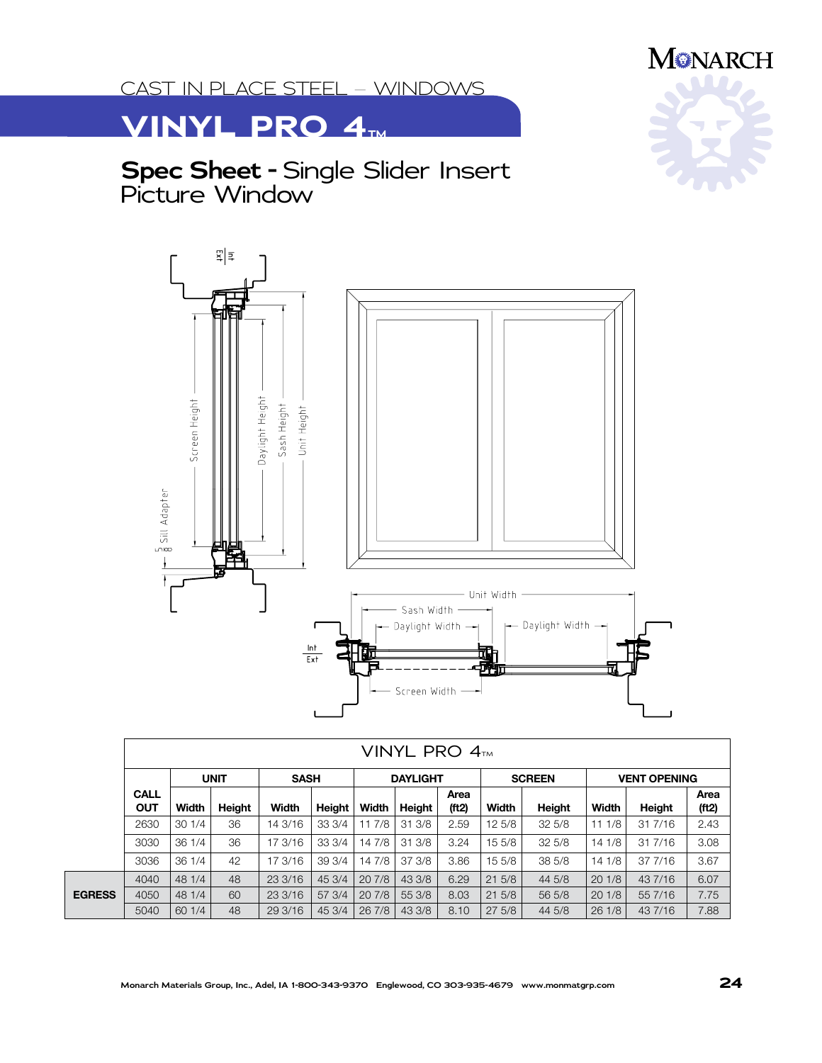CAST IN PLACE STEEL – WINDOWS

# VINYL PRO 4™

## Spec Sheet - Single Slider Insert Picture Window

Int
Ext
Screen Height
Daylight Height
Sash Height
Unit Height
5/8 Sill Adapter

Unit Width
Sash Width
Daylight Width
Daylight Width
Int
Ext
Screen Width

| VINYL PRO 4™ | | | | | | | | | | | | | |
|---|---|---|---|---|---|---|---|---|---|---|---|---|---|
| | | UNIT | | SASH | | DAYLIGHT | | | SCREEN | | VENT OPENING | | |
| | CALL OUT | Width | Height | Width | Height | Width | Height | Area (ft2) | Width | Height | Width | Height | Area (ft2) |
| | 2630 | 30 1/4 | 36 | 14 3/16 | 33 3/4 | 11 7/8 | 31 3/8 | 2.59 | 12 5/8 | 32 5/8 | 11 1/8 | 31 7/16 | 2.43 |
| | 3030 | 36 1/4 | 36 | 17 3/16 | 33 3/4 | 14 7/8 | 31 3/8 | 3.24 | 15 5/8 | 32 5/8 | 14 1/8 | 31 7/16 | 3.08 |
| | 3036 | 36 1/4 | 42 | 17 3/16 | 39 3/4 | 14 7/8 | 37 3/8 | 3.86 | 15 5/8 | 38 5/8 | 14 1/8 | 37 7/16 | 3.67 |
| EGRESS | 4040 | 48 1/4 | 48 | 23 3/16 | 45 3/4 | 20 7/8 | 43 3/8 | 6.29 | 21 5/8 | 44 5/8 | 20 1/8 | 43 7/16 | 6.07 |
| EGRESS | 4050 | 48 1/4 | 60 | 23 3/16 | 57 3/4 | 20 7/8 | 55 3/8 | 8.03 | 21 5/8 | 56 5/8 | 20 1/8 | 55 7/16 | 7.75 |
| EGRESS | 5040 | 60 1/4 | 48 | 29 3/16 | 45 3/4 | 26 7/8 | 43 3/8 | 8.10 | 27 5/8 | 44 5/8 | 26 1/8 | 43 7/16 | 7.88 |

Monarch Materials Group, Inc., Adel, IA 1-800-343-9370 Englewood, CO 303-935-4679 www.monmatgrp.com